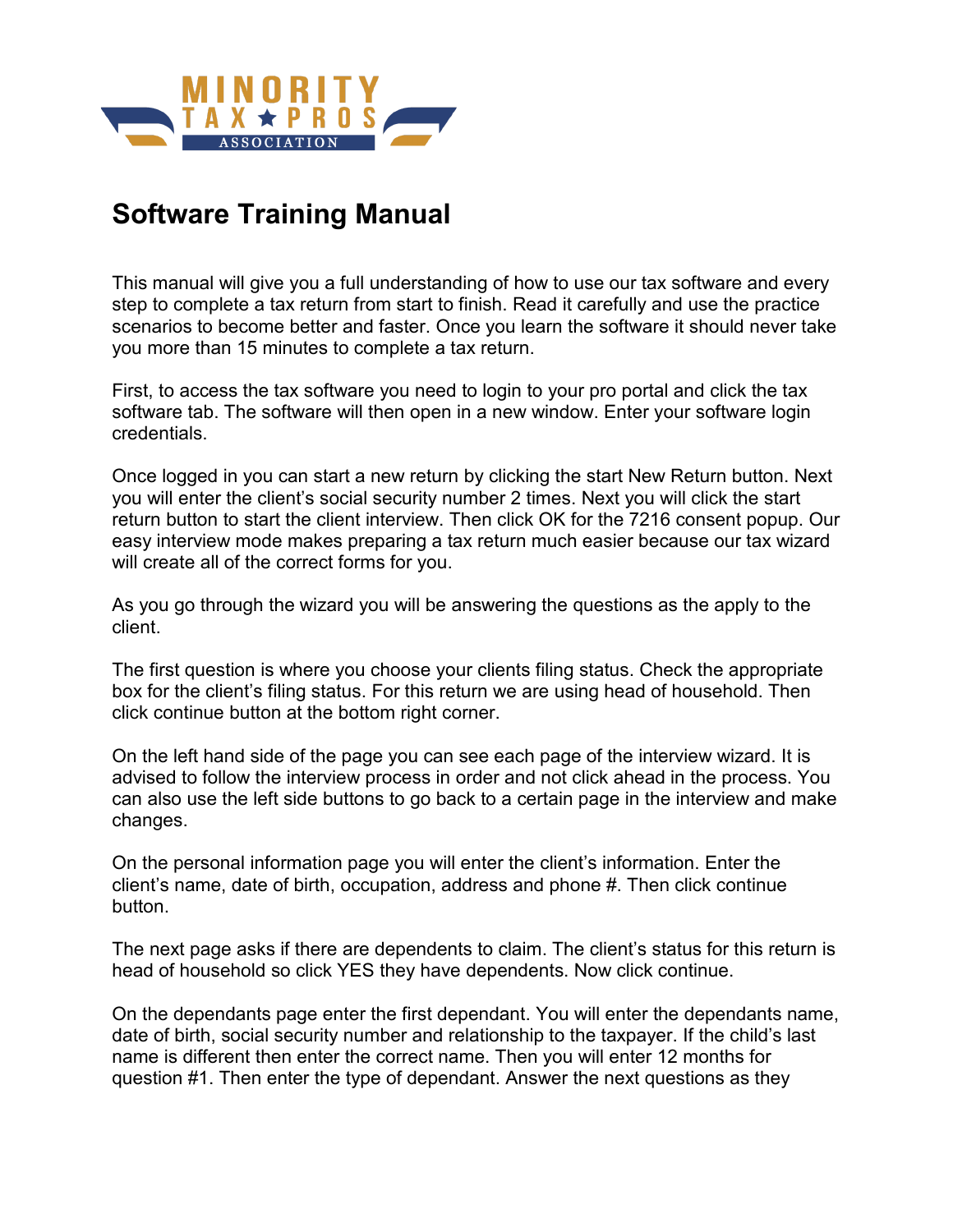MINORITY TAX ★ PROS ASSOCIATION

# Software Training Manual

This manual will give you a full understanding of how to use our tax software and every step to complete a tax return from start to finish. Read it carefully and use the practice scenarios to become better and faster. Once you learn the software it should never take you more than 15 minutes to complete a tax return.

First, to access the tax software you need to login to your pro portal and click the tax software tab. The software will then open in a new window. Enter your software login credentials.

Once logged in you can start a new return by clicking the start New Return button. Next you will enter the client's social security number 2 times. Next you will click the start return button to start the client interview. Then click OK for the 7216 consent popup. Our easy interview mode makes preparing a tax return much easier because our tax wizard will create all of the correct forms for you.

As you go through the wizard you will be answering the questions as the apply to the client.

The first question is where you choose your clients filing status. Check the appropriate box for the client's filing status. For this return we are using head of household. Then click continue button at the bottom right corner.

On the left hand side of the page you can see each page of the interview wizard. It is advised to follow the interview process in order and not click ahead in the process. You can also use the left side buttons to go back to a certain page in the interview and make changes.

On the personal information page you will enter the client's information. Enter the client's name, date of birth, occupation, address and phone #. Then click continue button.

The next page asks if there are dependents to claim. The client's status for this return is head of household so click YES they have dependents. Now click continue.

On the dependants page enter the first dependant. You will enter the dependants name, date of birth, social security number and relationship to the taxpayer. If the child's last name is different then enter the correct name. Then you will enter 12 months for question #1. Then enter the type of dependant. Answer the next questions as they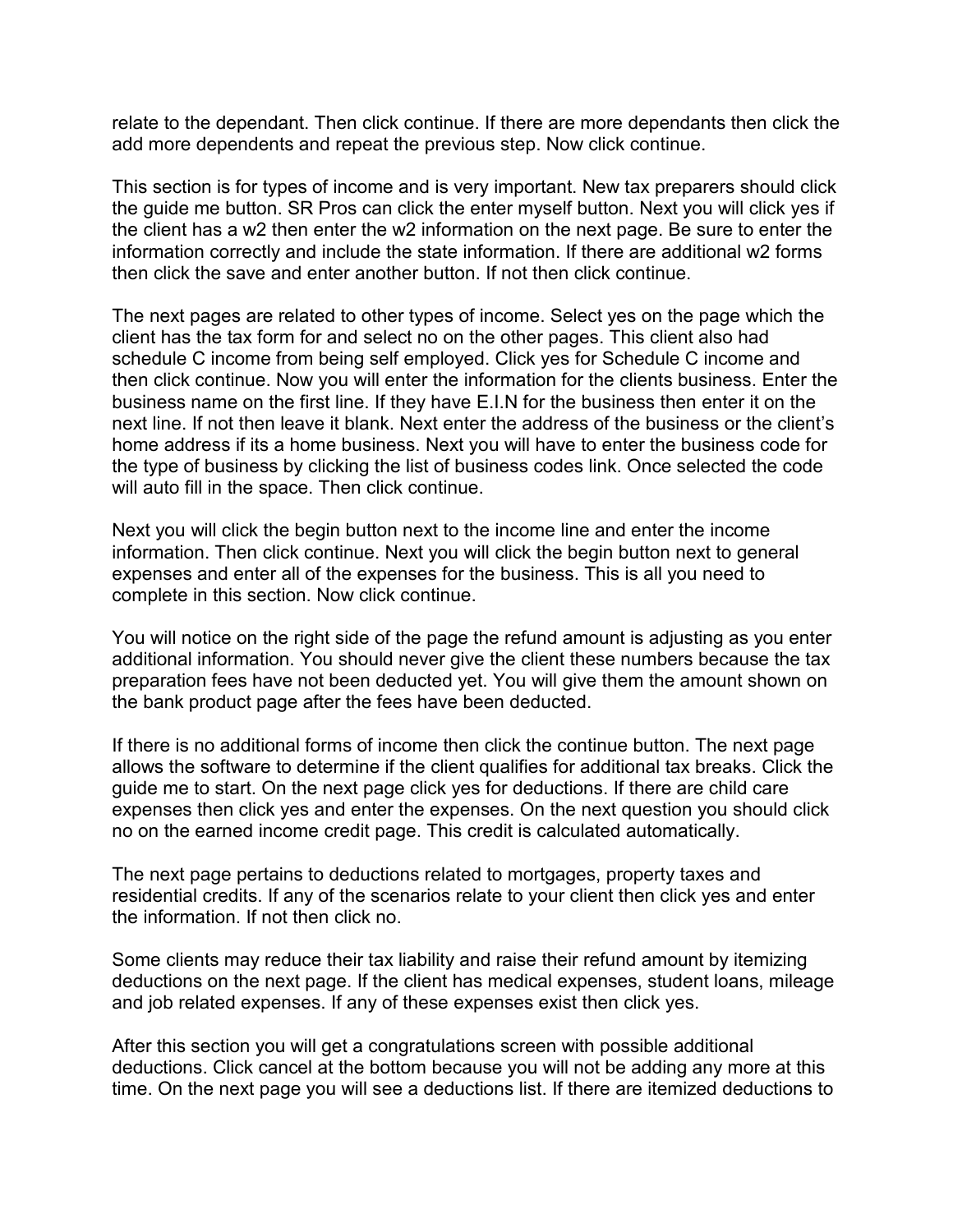relate to the dependant. Then click continue. If there are more dependants then click the add more dependents and repeat the previous step. Now click continue.

This section is for types of income and is very important. New tax preparers should click the guide me button. SR Pros can click the enter myself button. Next you will click yes if the client has a w2 then enter the w2 information on the next page. Be sure to enter the information correctly and include the state information. If there are additional w2 forms then click the save and enter another button. If not then click continue.

The next pages are related to other types of income. Select yes on the page which the client has the tax form for and select no on the other pages. This client also had schedule C income from being self employed. Click yes for Schedule C income and then click continue. Now you will enter the information for the clients business. Enter the business name on the first line. If they have E.I.N for the business then enter it on the next line. If not then leave it blank. Next enter the address of the business or the client's home address if its a home business. Next you will have to enter the business code for the type of business by clicking the list of business codes link. Once selected the code will auto fill in the space. Then click continue.

Next you will click the begin button next to the income line and enter the income information. Then click continue. Next you will click the begin button next to general expenses and enter all of the expenses for the business. This is all you need to complete in this section. Now click continue.

You will notice on the right side of the page the refund amount is adjusting as you enter additional information. You should never give the client these numbers because the tax preparation fees have not been deducted yet. You will give them the amount shown on the bank product page after the fees have been deducted.

If there is no additional forms of income then click the continue button. The next page allows the software to determine if the client qualifies for additional tax breaks. Click the guide me to start. On the next page click yes for deductions. If there are child care expenses then click yes and enter the expenses. On the next question you should click no on the earned income credit page. This credit is calculated automatically.

The next page pertains to deductions related to mortgages, property taxes and residential credits. If any of the scenarios relate to your client then click yes and enter the information. If not then click no.

Some clients may reduce their tax liability and raise their refund amount by itemizing deductions on the next page. If the client has medical expenses, student loans, mileage and job related expenses. If any of these expenses exist then click yes.

After this section you will get a congratulations screen with possible additional deductions. Click cancel at the bottom because you will not be adding any more at this time. On the next page you will see a deductions list. If there are itemized deductions to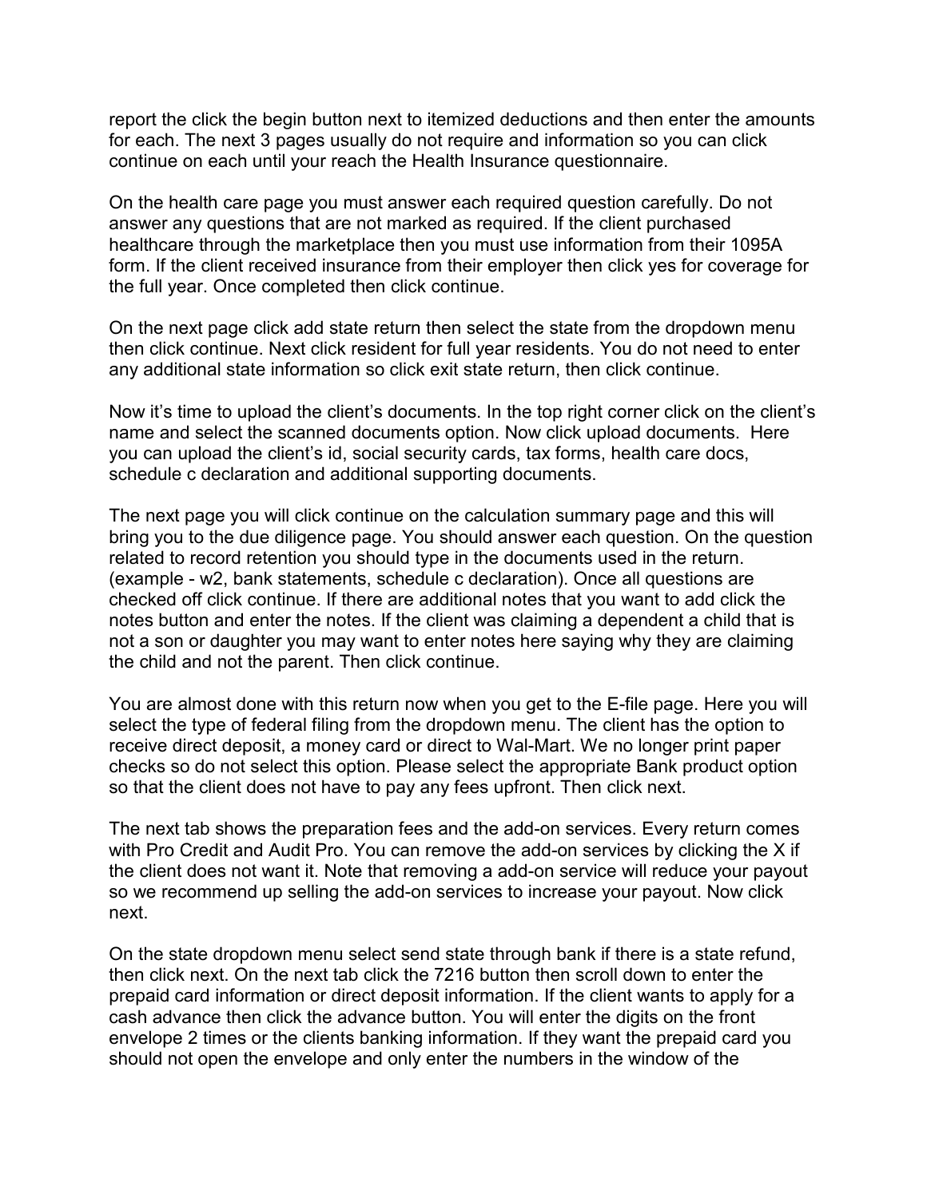report the click the begin button next to itemized deductions and then enter the amounts for each. The next 3 pages usually do not require and information so you can click continue on each until your reach the Health Insurance questionnaire.

On the health care page you must answer each required question carefully. Do not answer any questions that are not marked as required. If the client purchased healthcare through the marketplace then you must use information from their 1095A form. If the client received insurance from their employer then click yes for coverage for the full year. Once completed then click continue.

On the next page click add state return then select the state from the dropdown menu then click continue. Next click resident for full year residents. You do not need to enter any additional state information so click exit state return, then click continue.

Now it's time to upload the client's documents. In the top right corner click on the client's name and select the scanned documents option. Now click upload documents.  Here you can upload the client's id, social security cards, tax forms, health care docs, schedule c declaration and additional supporting documents.

The next page you will click continue on the calculation summary page and this will bring you to the due diligence page. You should answer each question. On the question related to record retention you should type in the documents used in the return. (example - w2, bank statements, schedule c declaration). Once all questions are checked off click continue. If there are additional notes that you want to add click the notes button and enter the notes. If the client was claiming a dependent a child that is not a son or daughter you may want to enter notes here saying why they are claiming the child and not the parent. Then click continue.

You are almost done with this return now when you get to the E-file page. Here you will select the type of federal filing from the dropdown menu. The client has the option to receive direct deposit, a money card or direct to Wal-Mart. We no longer print paper checks so do not select this option. Please select the appropriate Bank product option so that the client does not have to pay any fees upfront. Then click next.

The next tab shows the preparation fees and the add-on services. Every return comes with Pro Credit and Audit Pro. You can remove the add-on services by clicking the X if the client does not want it. Note that removing a add-on service will reduce your payout so we recommend up selling the add-on services to increase your payout. Now click next.

On the state dropdown menu select send state through bank if there is a state refund, then click next. On the next tab click the 7216 button then scroll down to enter the prepaid card information or direct deposit information. If the client wants to apply for a cash advance then click the advance button. You will enter the digits on the front envelope 2 times or the clients banking information. If they want the prepaid card you should not open the envelope and only enter the numbers in the window of the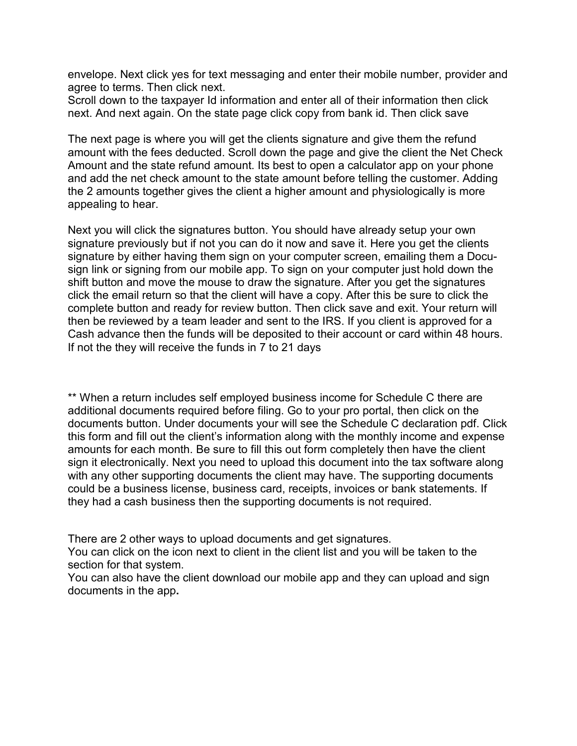envelope. Next click yes for text messaging and enter their mobile number, provider and agree to terms. Then click next.
Scroll down to the taxpayer Id information and enter all of their information then click next. And next again. On the state page click copy from bank id. Then click save

The next page is where you will get the clients signature and give them the refund amount with the fees deducted. Scroll down the page and give the client the Net Check Amount and the state refund amount. Its best to open a calculator app on your phone and add the net check amount to the state amount before telling the customer. Adding the 2 amounts together gives the client a higher amount and physiologically is more appealing to hear.

Next you will click the signatures button. You should have already setup your own signature previously but if not you can do it now and save it. Here you get the clients signature by either having them sign on your computer screen, emailing them a Docu-sign link or signing from our mobile app. To sign on your computer just hold down the shift button and move the mouse to draw the signature. After you get the signatures click the email return so that the client will have a copy. After this be sure to click the complete button and ready for review button. Then click save and exit. Your return will then be reviewed by a team leader and sent to the IRS. If you client is approved for a Cash advance then the funds will be deposited to their account or card within 48 hours. If not the they will receive the funds in 7 to 21 days

** When a return includes self employed business income for Schedule C there are additional documents required before filing. Go to your pro portal, then click on the documents button. Under documents your will see the Schedule C declaration pdf. Click this form and fill out the client's information along with the monthly income and expense amounts for each month. Be sure to fill this out form completely then have the client sign it electronically. Next you need to upload this document into the tax software along with any other supporting documents the client may have. The supporting documents could be a business license, business card, receipts, invoices or bank statements. If they had a cash business then the supporting documents is not required.

There are 2 other ways to upload documents and get signatures.
You can click on the icon next to client in the client list and you will be taken to the section for that system.
You can also have the client download our mobile app and they can upload and sign documents in the app**.**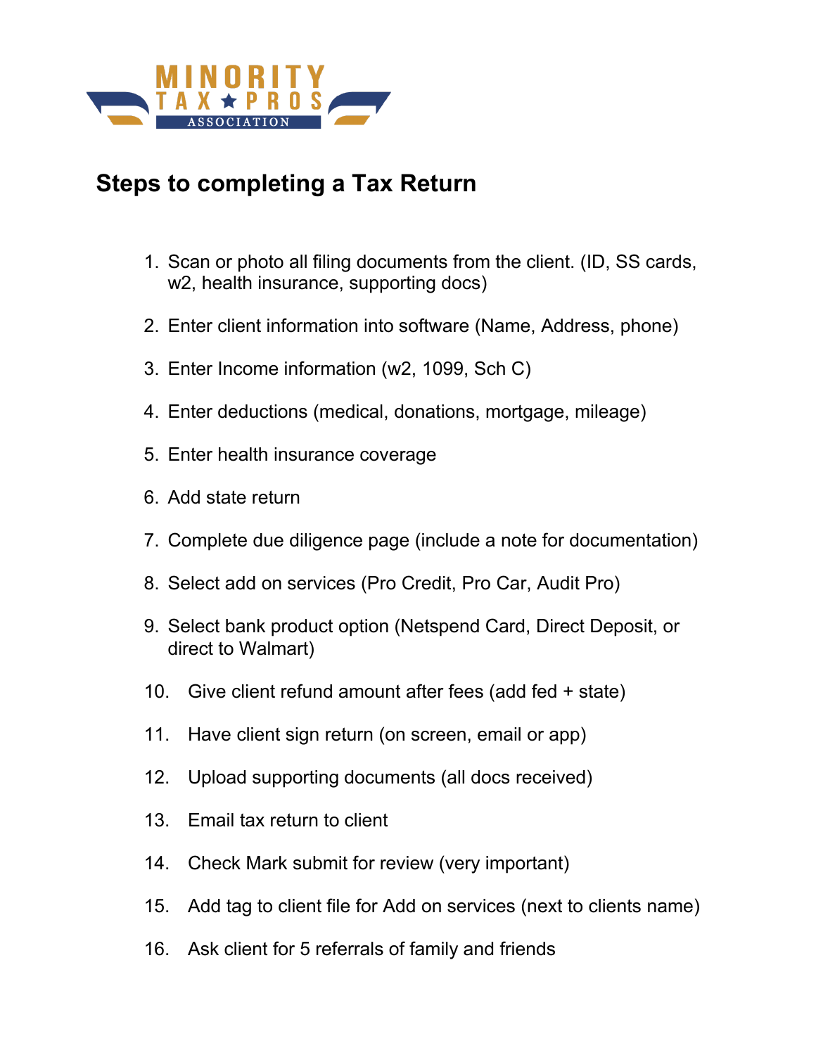MINORITY TAX ★ PROS ASSOCIATION

# Steps to completing a Tax Return

1. Scan or photo all filing documents from the client. (ID, SS cards, w2, health insurance, supporting docs)
2. Enter client information into software (Name, Address, phone)
3. Enter Income information (w2, 1099, Sch C)
4. Enter deductions (medical, donations, mortgage, mileage)
5. Enter health insurance coverage
6. Add state return
7. Complete due diligence page (include a note for documentation)
8. Select add on services (Pro Credit, Pro Car, Audit Pro)
9. Select bank product option (Netspend Card, Direct Deposit, or direct to Walmart)
10. Give client refund amount after fees (add fed + state)
11. Have client sign return (on screen, email or app)
12. Upload supporting documents (all docs received)
13. Email tax return to client
14. Check Mark submit for review (very important)
15. Add tag to client file for Add on services (next to clients name)
16. Ask client for 5 referrals of family and friends